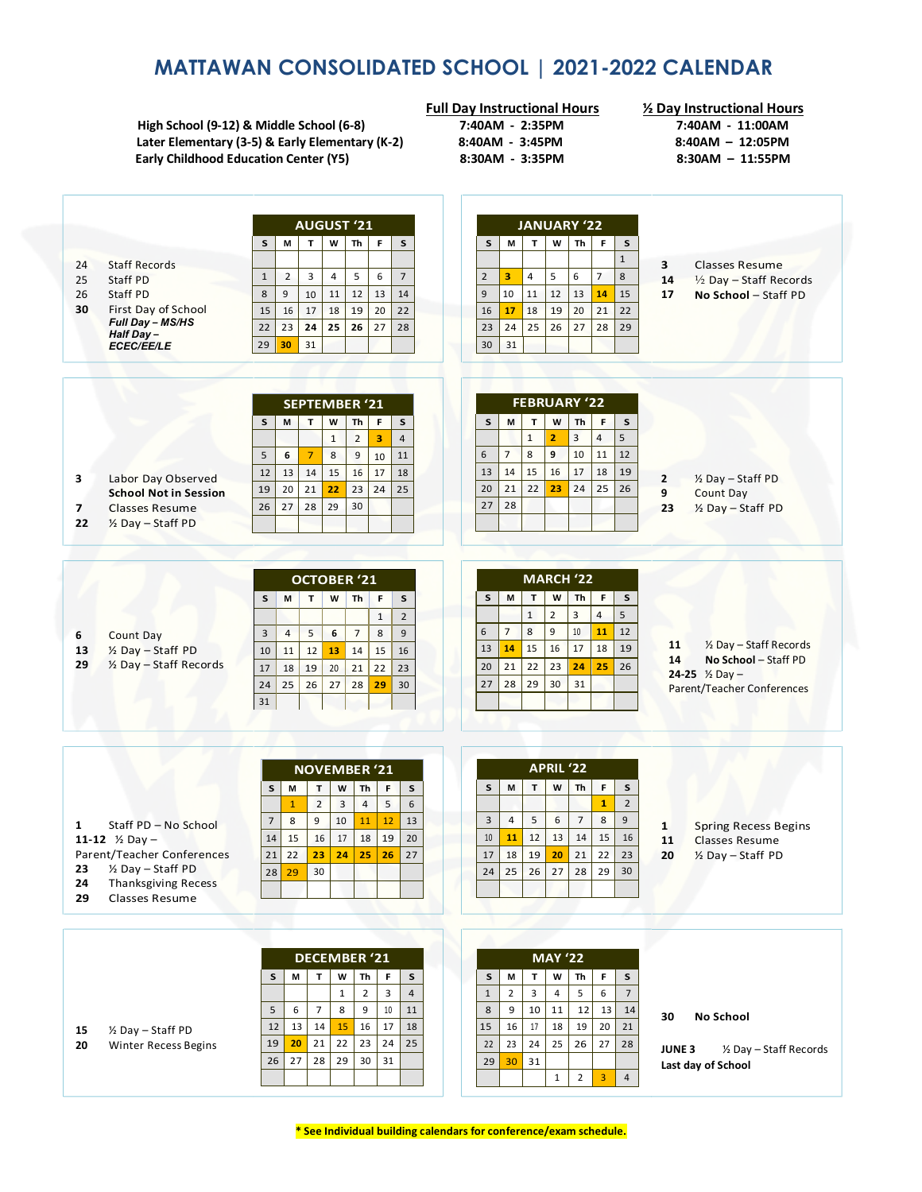# MATTAWAN CONSOLIDATED SCHOOL | 2021-2022 CALENDAR

| | Full Day Instructional Hours | ½ Day Instructional Hours |
|---|---|---|
| High School (9-12) & Middle School (6-8) | 7:40AM - 2:35PM | 7:40AM - 11:00AM |
| Later Elementary (3-5) & Early Elementary (K-2) | 8:40AM - 3:45PM | 8:40AM – 12:05PM |
| Early Childhood Education Center (Y5) | 8:30AM - 3:35PM | 8:30AM – 11:55PM |

## AUGUST '21

- 24 Staff Records
- 25 Staff PD
- 26 Staff PD
- **30** First Day of School
  - ***Full Day – MS/HS***
  - ***Half Day – ECEC/EE/LE***

| S | M | T | W | Th | F | S |
|---|---|---|---|---|---|---|
| | | | | | | |
| 1 | 2 | 3 | 4 | 5 | 6 | 7 |
| 8 | 9 | 10 | 11 | 12 | 13 | 14 |
| 15 | 16 | 17 | 18 | 19 | 20 | 22 |
| 22 | 23 | 24 | 25 | 26 | 27 | 28 |
| 29 | 30 | 31 | | | | |

## JANUARY '22

| S | M | T | W | Th | F | S |
|---|---|---|---|---|---|---|
| | | | | | | 1 |
| 2 | 3 | 4 | 5 | 6 | 7 | 8 |
| 9 | 10 | 11 | 12 | 13 | 14 | 15 |
| 16 | 17 | 18 | 19 | 20 | 21 | 22 |
| 23 | 24 | 25 | 26 | 27 | 28 | 29 |
| 30 | 31 | | | | | |

- **3** Classes Resume
- **14** ½ Day – Staff Records
- **17** **No School** – Staff PD

## SEPTEMBER '21

| S | M | T | W | Th | F | S |
|---|---|---|---|---|---|---|
| | | | 1 | 2 | 3 | 4 |
| 5 | 6 | 7 | 8 | 9 | 10 | 11 |
| 12 | 13 | 14 | 15 | 16 | 17 | 18 |
| 19 | 20 | 21 | 22 | 23 | 24 | 25 |
| 26 | 27 | 28 | 29 | 30 | | |

- **3** Labor Day Observed **School Not in Session**
- **7** Classes Resume
- **22** ½ Day – Staff PD

## FEBRUARY '22

| S | M | T | W | Th | F | S |
|---|---|---|---|---|---|---|
| | | 1 | 2 | 3 | 4 | 5 |
| 6 | 7 | 8 | 9 | 10 | 11 | 12 |
| 13 | 14 | 15 | 16 | 17 | 18 | 19 |
| 20 | 21 | 22 | 23 | 24 | 25 | 26 |
| 27 | 28 | | | | | |

- **2** ½ Day – Staff PD
- **9** Count Day
- **23** ½ Day – Staff PD

## OCTOBER '21

| S | M | T | W | Th | F | S |
|---|---|---|---|---|---|---|
| | | | | | 1 | 2 |
| 3 | 4 | 5 | 6 | 7 | 8 | 9 |
| 10 | 11 | 12 | 13 | 14 | 15 | 16 |
| 17 | 18 | 19 | 20 | 21 | 22 | 23 |
| 24 | 25 | 26 | 27 | 28 | 29 | 30 |
| 31 | | | | | | |

- **6** Count Day
- **13** ½ Day – Staff PD
- **29** ½ Day – Staff Records

## MARCH '22

| S | M | T | W | Th | F | S |
|---|---|---|---|---|---|---|
| | | 1 | 2 | 3 | 4 | 5 |
| 6 | 7 | 8 | 9 | 10 | 11 | 12 |
| 13 | 14 | 15 | 16 | 17 | 18 | 19 |
| 20 | 21 | 22 | 23 | 24 | 25 | 26 |
| 27 | 28 | 29 | 30 | 31 | | |

- **11** ½ Day – Staff Records
- **14** **No School** – Staff PD
- **24-25** ½ Day – Parent/Teacher Conferences

## NOVEMBER '21

| S | M | T | W | Th | F | S |
|---|---|---|---|---|---|---|
| | 1 | 2 | 3 | 4 | 5 | 6 |
| 7 | 8 | 9 | 10 | 11 | 12 | 13 |
| 14 | 15 | 16 | 17 | 18 | 19 | 20 |
| 21 | 22 | 23 | 24 | 25 | 26 | 27 |
| 28 | 29 | 30 | | | | |

- **1** Staff PD – No School
- **11-12** ½ Day – Parent/Teacher Conferences
- **23** ½ Day – Staff PD
- **24** Thanksgiving Recess
- **29** Classes Resume

## APRIL '22

| S | M | T | W | Th | F | S |
|---|---|---|---|---|---|---|
| | | | | | 1 | 2 |
| 3 | 4 | 5 | 6 | 7 | 8 | 9 |
| 10 | 11 | 12 | 13 | 14 | 15 | 16 |
| 17 | 18 | 19 | 20 | 21 | 22 | 23 |
| 24 | 25 | 26 | 27 | 28 | 29 | 30 |

- **1** Spring Recess Begins
- **11** Classes Resume
- **20** ½ Day – Staff PD

## DECEMBER '21

| S | M | T | W | Th | F | S |
|---|---|---|---|---|---|---|
| | | | 1 | 2 | 3 | 4 |
| 5 | 6 | 7 | 8 | 9 | 10 | 11 |
| 12 | 13 | 14 | 15 | 16 | 17 | 18 |
| 19 | 20 | 21 | 22 | 23 | 24 | 25 |
| 26 | 27 | 28 | 29 | 30 | 31 | |

- **15** ½ Day – Staff PD
- **20** Winter Recess Begins

## MAY '22

| S | M | T | W | Th | F | S |
|---|---|---|---|---|---|---|
| 1 | 2 | 3 | 4 | 5 | 6 | 7 |
| 8 | 9 | 10 | 11 | 12 | 13 | 14 |
| 15 | 16 | 17 | 18 | 19 | 20 | 21 |
| 22 | 23 | 24 | 25 | 26 | 27 | 28 |
| 29 | 30 | 31 | | | | |
| | | | 1 | 2 | 3 | 4 |

- **30** **No School**
- **JUNE 3** ½ Day – Staff Records **Last day of School**

**\* See Individual building calendars for conference/exam schedule.**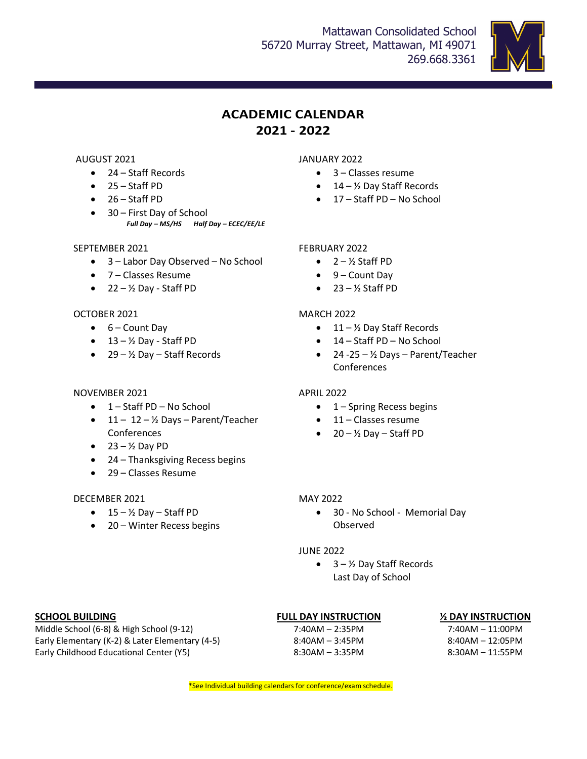Mattawan Consolidated School
56720 Murray Street, Mattawan, MI 49071
269.668.3361

# ACADEMIC CALENDAR
# 2021 - 2022

AUGUST 2021

- 24 – Staff Records
- 25 – Staff PD
- 26 – Staff PD
- 30 – First Day of School
  ***Full Day – MS/HS Half Day – ECEC/EE/LE***

SEPTEMBER 2021

- 3 – Labor Day Observed – No School
- 7 – Classes Resume
- 22 – ½ Day - Staff PD

OCTOBER 2021

- 6 – Count Day
- 13 – ½ Day - Staff PD
- 29 – ½ Day – Staff Records

NOVEMBER 2021

- 1 – Staff PD – No School
- 11 – 12 – ½ Days – Parent/Teacher Conferences
- 23 – ½ Day PD
- 24 – Thanksgiving Recess begins
- 29 – Classes Resume

DECEMBER 2021

- 15 – ½ Day – Staff PD
- 20 – Winter Recess begins

JANUARY 2022

- 3 – Classes resume
- 14 – ½ Day Staff Records
- 17 – Staff PD – No School

FEBRUARY 2022

- 2 – ½ Staff PD
- 9 – Count Day
- 23 – ½ Staff PD

MARCH 2022

- 11 – ½ Day Staff Records
- 14 – Staff PD – No School
- 24 -25 – ½ Days – Parent/Teacher Conferences

APRIL 2022

- 1 – Spring Recess begins
- 11 – Classes resume
- 20 – ½ Day – Staff PD

MAY 2022

- 30 - No School - Memorial Day Observed

JUNE 2022

- 3 – ½ Day Staff Records
  Last Day of School

| SCHOOL BUILDING | FULL DAY INSTRUCTION | ½ DAY INSTRUCTION |
|---|---|---|
| Middle School (6-8) & High School (9-12) | 7:40AM – 2:35PM | 7:40AM – 11:00PM |
| Early Elementary (K-2) & Later Elementary (4-5) | 8:40AM – 3:45PM | 8:40AM – 12:05PM |
| Early Childhood Educational Center (Y5) | 8:30AM – 3:35PM | 8:30AM – 11:55PM |

*See Individual building calendars for conference/exam schedule.